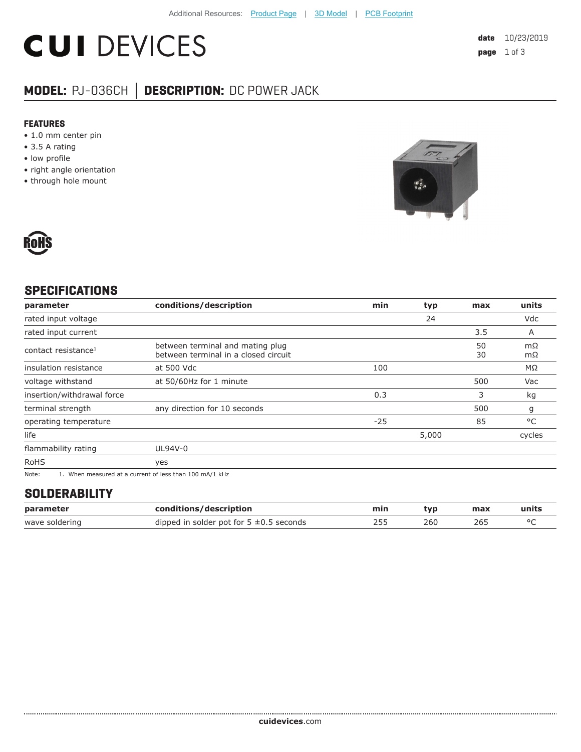Additional Resources: Product Page | 3D Model | PCB Footprint

# CUI DEVICES

**date** 10/23/2019

## MODEL: PJ-036CH | DESCRIPTION: DC POWER JACK

### FEATURES

- 1.0 mm center pin
- 3.5 A rating
- low profile
- right angle orientation
- through hole mount

RoHS

## SPECIFICATIONS

| parameter | conditions/description | min | typ | max | units |
|---|---|---|---|---|---|
| rated input voltage | | | 24 | | Vdc |
| rated input current | | | | 3.5 | A |
| contact resistance[1] | between terminal and mating plug<br>between terminal in a closed circuit | | | 50<br>30 | mΩ<br>mΩ |
| insulation resistance | at 500 Vdc | 100 | | | MΩ |
| voltage withstand | at 50/60Hz for 1 minute | | | 500 | Vac |
| insertion/withdrawal force | | 0.3 | | 3 | kg |
| terminal strength | any direction for 10 seconds | | | 500 | g |
| operating temperature | | -25 | | 85 | °C |
| life | | | 5,000 | | cycles |
| flammability rating | UL94V-0 | | | | |
| RoHS | yes | | | | |

Note: 1. When measured at a current of less than 100 mA/1 kHz

## SOLDERABILITY

| parameter | conditions/description | min | typ | max | units |
|---|---|---|---|---|---|
| wave soldering | dipped in solder pot for 5 ±0.5 seconds | 255 | 260 | 265 | °C |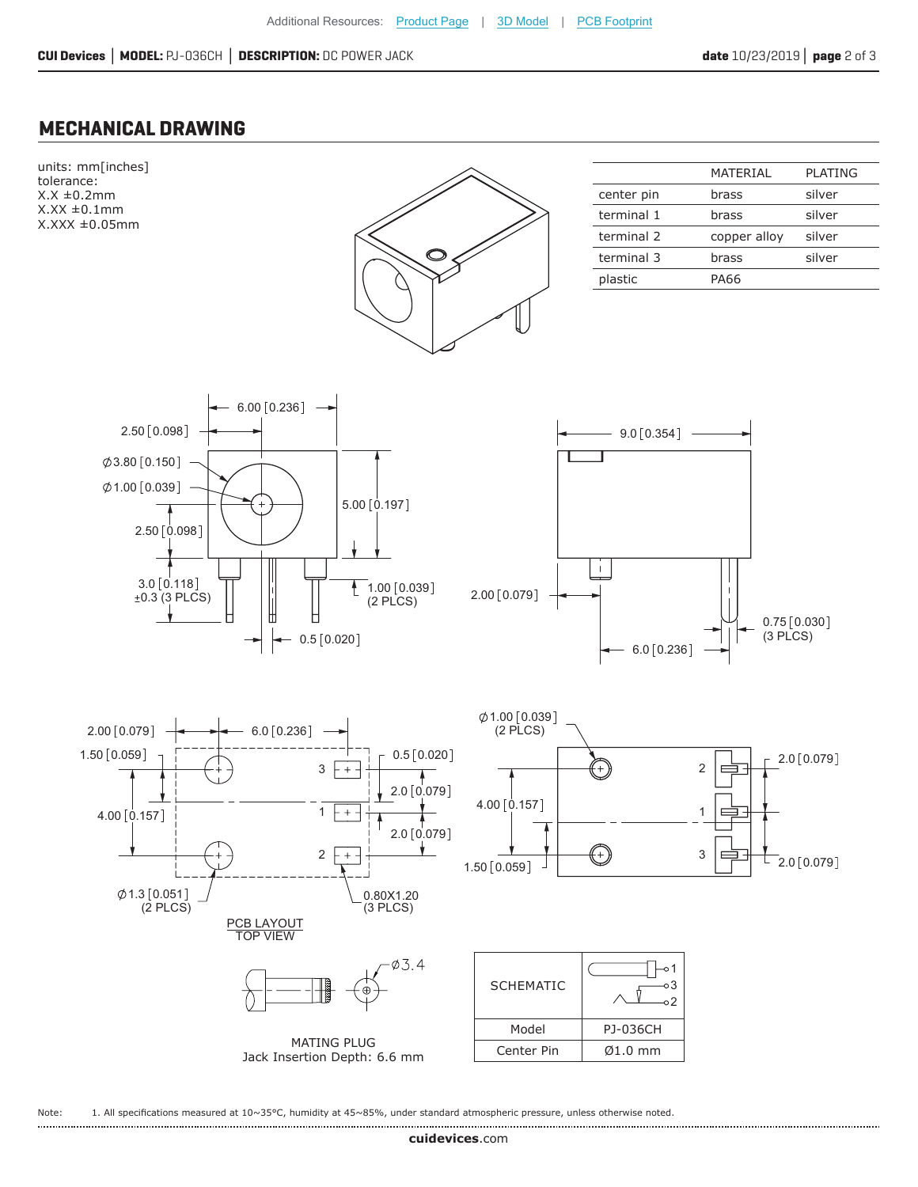Additional Resources: Product Page | 3D Model | PCB Footprint

## MECHANICAL DRAWING

units: mm[inches]
tolerance:
X.X ±0.2mm
X.XX ±0.1mm
X.XXX ±0.05mm

| | MATERIAL | PLATING |
|---|---|---|
| center pin | brass | silver |
| terminal 1 | brass | silver |
| terminal 2 | copper alloy | silver |
| terminal 3 | brass | silver |
| plastic | PA66 | |

PCB LAYOUT
TOP VIEW

MATING PLUG
Jack Insertion Depth: 6.6 mm

| SCHEMATIC | |
|---|---|
| Model | PJ-036CH |
| Center Pin | Ø1.0 mm |

Note: 1. All specifications measured at 10~35°C, humidity at 45~85%, under standard atmospheric pressure, unless otherwise noted.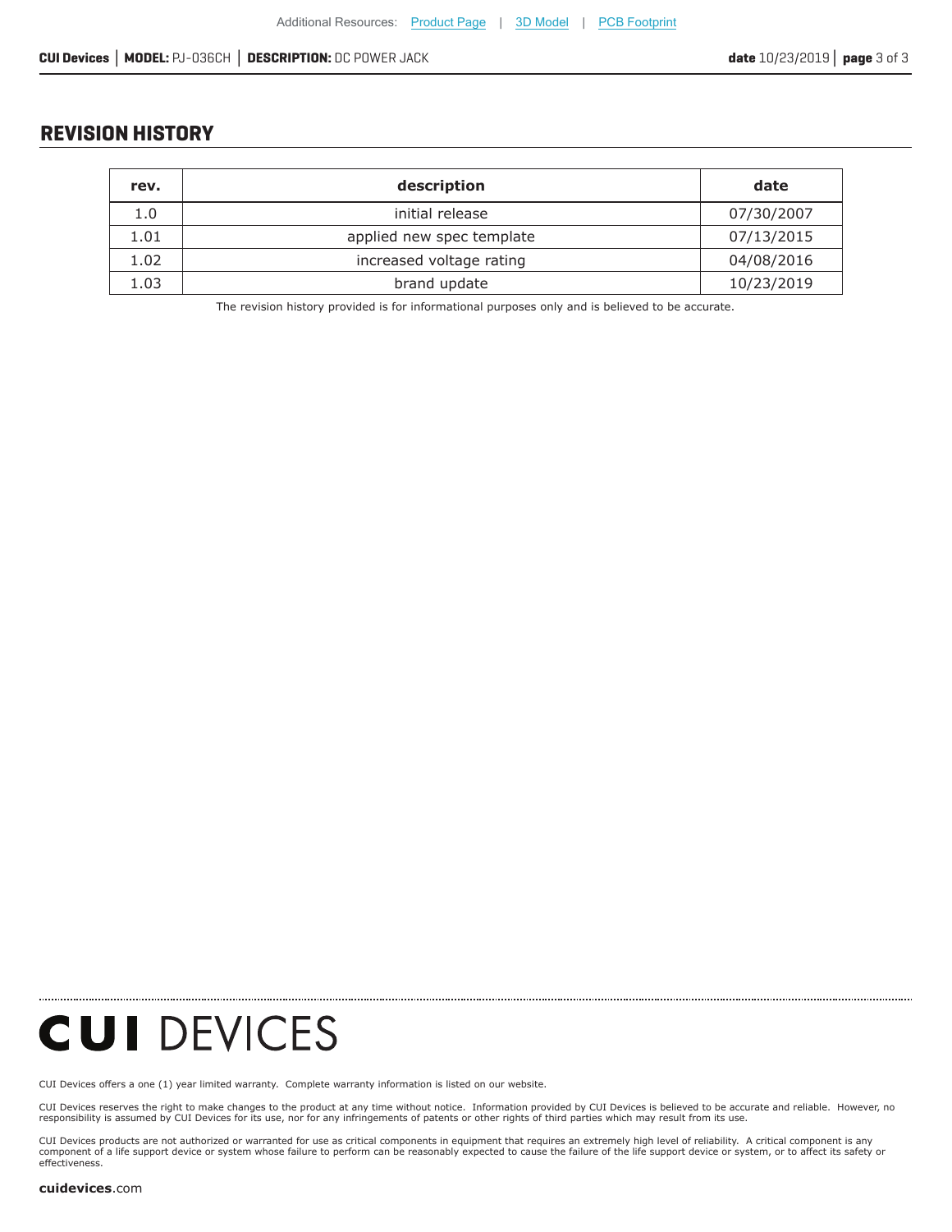## REVISION HISTORY

| rev. | description | date |
|---|---|---|
| 1.0 | initial release | 07/30/2007 |
| 1.01 | applied new spec template | 07/13/2015 |
| 1.02 | increased voltage rating | 04/08/2016 |
| 1.03 | brand update | 10/23/2019 |

The revision history provided is for informational purposes only and is believed to be accurate.

**CUI** DEVICES

CUI Devices offers a one (1) year limited warranty. Complete warranty information is listed on our website.

CUI Devices reserves the right to make changes to the product at any time without notice. Information provided by CUI Devices is believed to be accurate and reliable. However, no responsibility is assumed by CUI Devices for its use, nor for any infringements of patents or other rights of third parties which may result from its use.

CUI Devices products are not authorized or warranted for use as critical components in equipment that requires an extremely high level of reliability. A critical component is any component of a life support device or system whose failure to perform can be reasonably expected to cause the failure of the life support device or system, or to affect its safety or effectiveness.

**cuidevices**.com